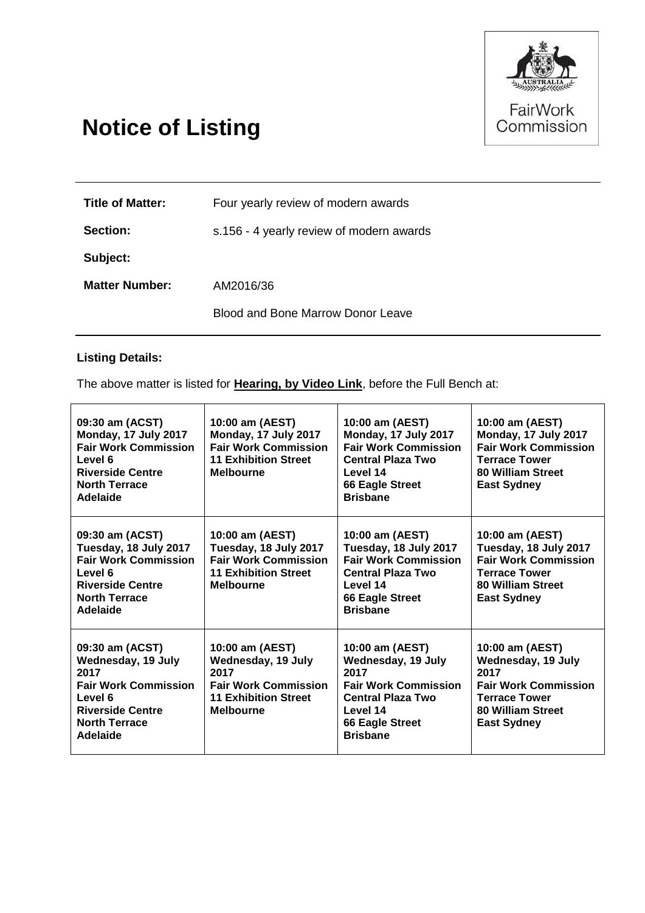# Notice of Listing

FairWork Commission

| | |
|---|---|
| **Title of Matter:** | Four yearly review of modern awards |
| **Section:** | s.156 - 4 yearly review of modern awards |
| **Subject:** | |
| **Matter Number:** | AM2016/36 |
| | Blood and Bone Marrow Donor Leave |

**Listing Details:**

The above matter is listed for **Hearing, by Video Link**, before the Full Bench at:

| | | | |
|---|---|---|---|
| **09:30 am (ACST)<br>Monday, 17 July 2017<br>Fair Work Commission<br>Level 6<br>Riverside Centre<br>North Terrace<br>Adelaide** | **10:00 am (AEST)<br>Monday, 17 July 2017<br>Fair Work Commission<br>11 Exhibition Street<br>Melbourne** | **10:00 am (AEST)<br>Monday, 17 July 2017<br>Fair Work Commission<br>Central Plaza Two<br>Level 14<br>66 Eagle Street<br>Brisbane** | **10:00 am (AEST)<br>Monday, 17 July 2017<br>Fair Work Commission<br>Terrace Tower<br>80 William Street<br>East Sydney** |
| **09:30 am (ACST)<br>Tuesday, 18 July 2017<br>Fair Work Commission<br>Level 6<br>Riverside Centre<br>North Terrace<br>Adelaide** | **10:00 am (AEST)<br>Tuesday, 18 July 2017<br>Fair Work Commission<br>11 Exhibition Street<br>Melbourne** | **10:00 am (AEST)<br>Tuesday, 18 July 2017<br>Fair Work Commission<br>Central Plaza Two<br>Level 14<br>66 Eagle Street<br>Brisbane** | **10:00 am (AEST)<br>Tuesday, 18 July 2017<br>Fair Work Commission<br>Terrace Tower<br>80 William Street<br>East Sydney** |
| **09:30 am (ACST)<br>Wednesday, 19 July 2017<br>Fair Work Commission<br>Level 6<br>Riverside Centre<br>North Terrace<br>Adelaide** | **10:00 am (AEST)<br>Wednesday, 19 July 2017<br>Fair Work Commission<br>11 Exhibition Street<br>Melbourne** | **10:00 am (AEST)<br>Wednesday, 19 July 2017<br>Fair Work Commission<br>Central Plaza Two<br>Level 14<br>66 Eagle Street<br>Brisbane** | **10:00 am (AEST)<br>Wednesday, 19 July 2017<br>Fair Work Commission<br>Terrace Tower<br>80 William Street<br>East Sydney** |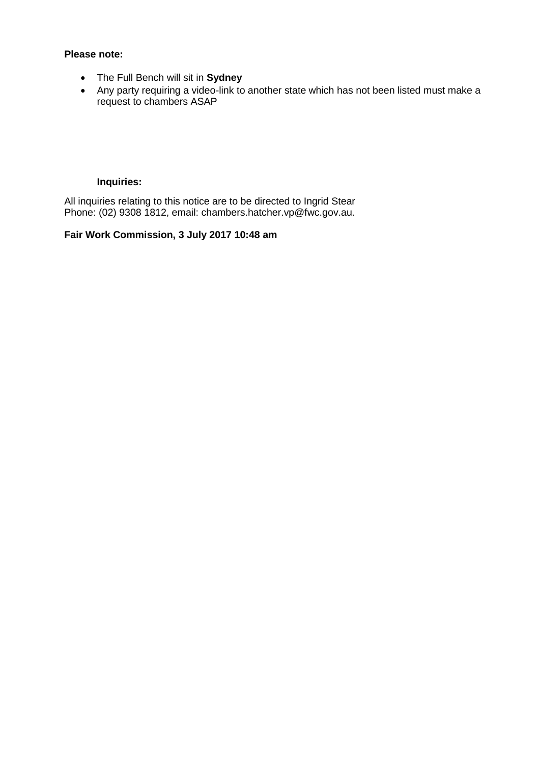**Please note:**

- The Full Bench will sit in **Sydney**
- Any party requiring a video-link to another state which has not been listed must make a request to chambers ASAP

**Inquiries:**

All inquiries relating to this notice are to be directed to Ingrid Stear
Phone: (02) 9308 1812, email: chambers.hatcher.vp@fwc.gov.au.

**Fair Work Commission, 3 July 2017 10:48 am**